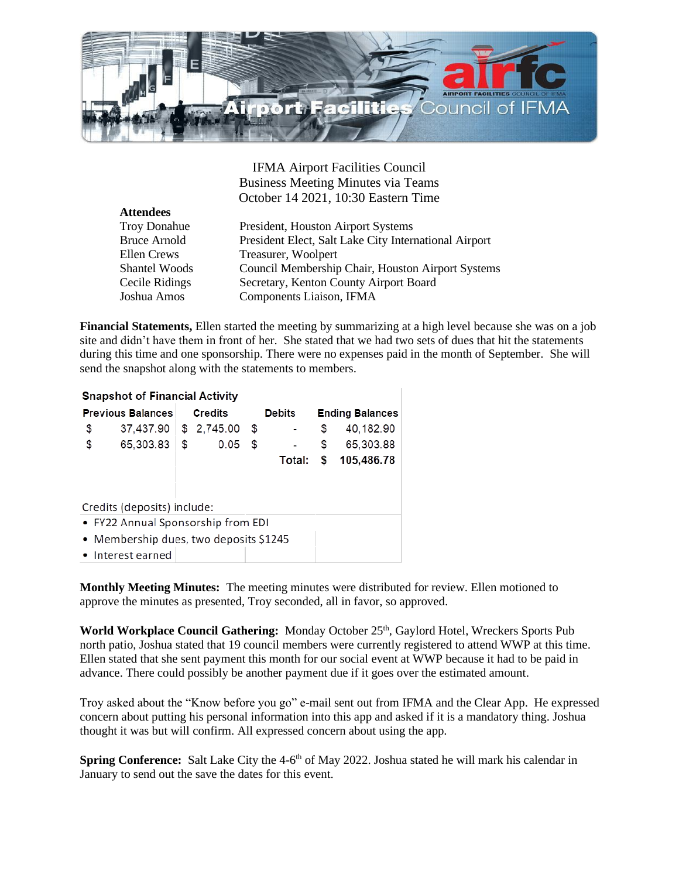IFMA Airport Facilities Council
Business Meeting Minutes via Teams
October 14 2021, 10:30 Eastern Time

**Attendees**

| | |
|---|---|
| Troy Donahue | President, Houston Airport Systems |
| Bruce Arnold | President Elect, Salt Lake City International Airport |
| Ellen Crews | Treasurer, Woolpert |
| Shantel Woods | Council Membership Chair, Houston Airport Systems |
| Cecile Ridings | Secretary, Kenton County Airport Board |
| Joshua Amos | Components Liaison, IFMA |

**Financial Statements,** Ellen started the meeting by summarizing at a high level because she was on a job site and didn't have them in front of her. She stated that we had two sets of dues that hit the statements during this time and one sponsorship. There were no expenses paid in the month of September. She will send the snapshot along with the statements to members.

**Snapshot of Financial Activity**

| Previous Balances | Credits | Debits | Ending Balances |
|---|---|---|---|
| $ 37,437.90 | $ 2,745.00 | $ - | $ 40,182.90 |
| $ 65,303.83 | $ 0.05 | $ - | $ 65,303.88 |
| | | Total: | $ 105,486.78 |

Credits (deposits) include:

- FY22 Annual Sponsorship from EDI
- Membership dues, two deposits $1245
- Interest earned

**Monthly Meeting Minutes:** The meeting minutes were distributed for review. Ellen motioned to approve the minutes as presented, Troy seconded, all in favor, so approved.

**World Workplace Council Gathering:** Monday October 25th, Gaylord Hotel, Wreckers Sports Pub north patio, Joshua stated that 19 council members were currently registered to attend WWP at this time. Ellen stated that she sent payment this month for our social event at WWP because it had to be paid in advance. There could possibly be another payment due if it goes over the estimated amount.

Troy asked about the "Know before you go" e-mail sent out from IFMA and the Clear App. He expressed concern about putting his personal information into this app and asked if it is a mandatory thing. Joshua thought it was but will confirm. All expressed concern about using the app.

**Spring Conference:** Salt Lake City the 4-6th of May 2022. Joshua stated he will mark his calendar in January to send out the save the dates for this event.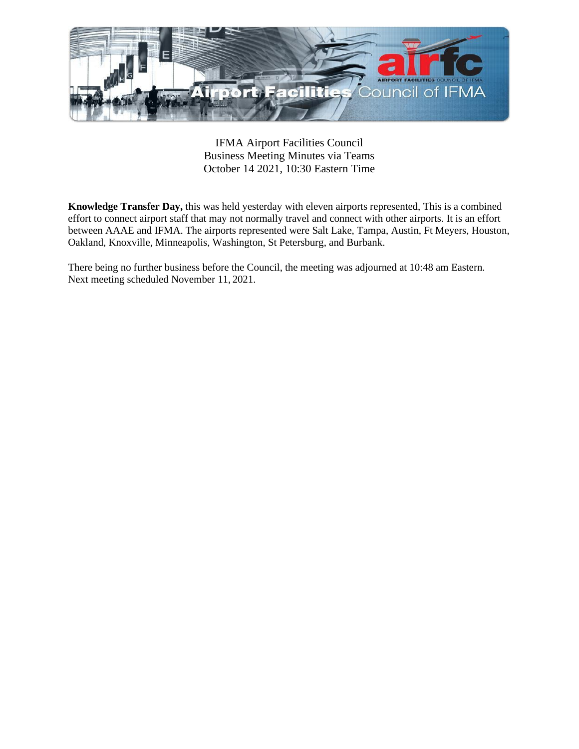IFMA Airport Facilities Council
Business Meeting Minutes via Teams
October 14 2021, 10:30 Eastern Time

**Knowledge Transfer Day,** this was held yesterday with eleven airports represented, This is a combined effort to connect airport staff that may not normally travel and connect with other airports. It is an effort between AAAE and IFMA. The airports represented were Salt Lake, Tampa, Austin, Ft Meyers, Houston, Oakland, Knoxville, Minneapolis, Washington, St Petersburg, and Burbank.

There being no further business before the Council, the meeting was adjourned at 10:48 am Eastern. Next meeting scheduled November 11, 2021.